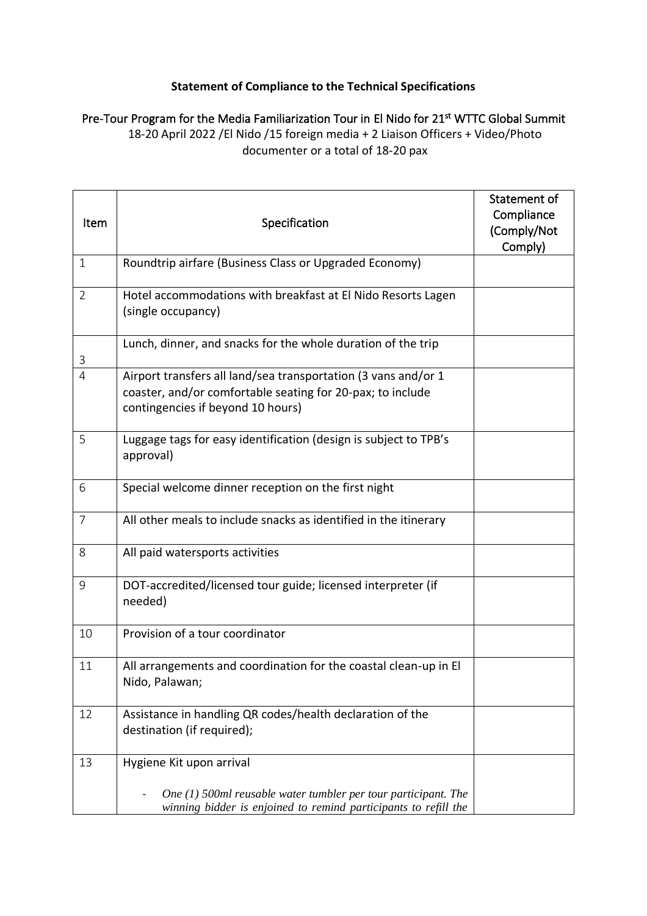**Statement of Compliance to the Technical Specifications**

Pre-Tour Program for the Media Familiarization Tour in El Nido for 21st WTTC Global Summit
18-20 April 2022 /El Nido /15 foreign media + 2 Liaison Officers + Video/Photo documenter or a total of 18-20 pax

| Item | Specification | Statement of Compliance (Comply/Not Comply) |
|---|---|---|
| 1 | Roundtrip airfare (Business Class or Upgraded Economy) | |
| 2 | Hotel accommodations with breakfast at El Nido Resorts Lagen (single occupancy) | |
| 3 | Lunch, dinner, and snacks for the whole duration of the trip | |
| 4 | Airport transfers all land/sea transportation (3 vans and/or 1 coaster, and/or comfortable seating for 20-pax; to include contingencies if beyond 10 hours) | |
| 5 | Luggage tags for easy identification (design is subject to TPB's approval) | |
| 6 | Special welcome dinner reception on the first night | |
| 7 | All other meals to include snacks as identified in the itinerary | |
| 8 | All paid watersports activities | |
| 9 | DOT-accredited/licensed tour guide; licensed interpreter (if needed) | |
| 10 | Provision of a tour coordinator | |
| 11 | All arrangements and coordination for the coastal clean-up in El Nido, Palawan; | |
| 12 | Assistance in handling QR codes/health declaration of the destination (if required); | |
| 13 | Hygiene Kit upon arrival<br><br>- *One (1) 500ml reusable water tumbler per tour participant. The winning bidder is enjoined to remind participants to refill the* | |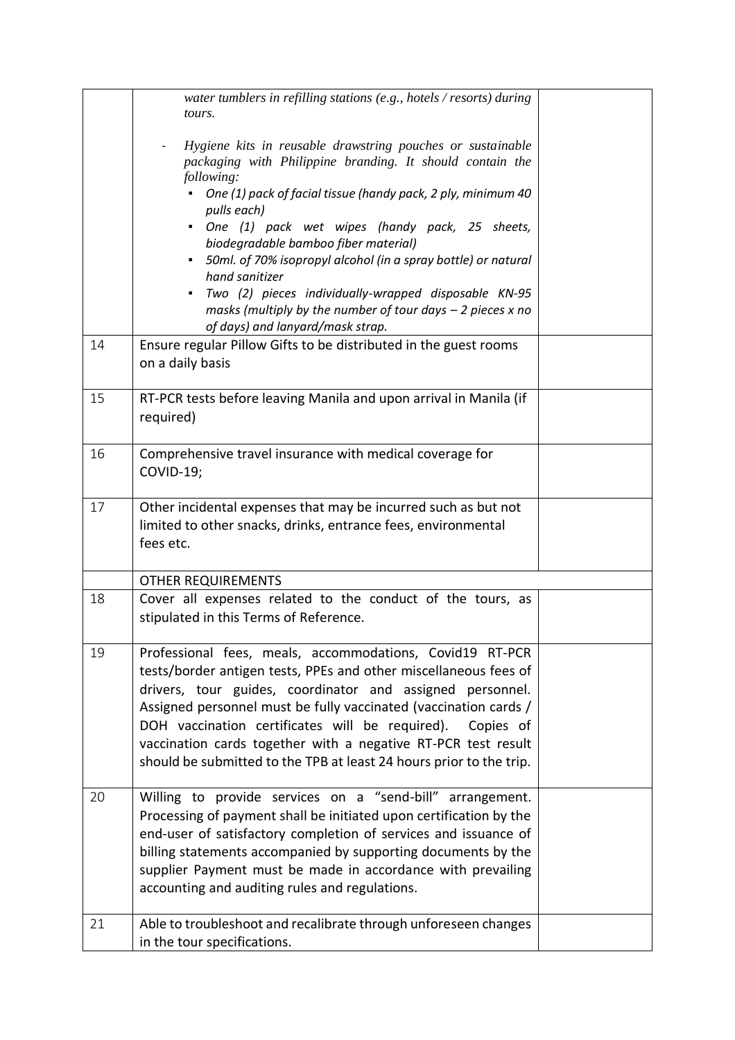| | | |
|---|---|---|
| | *water tumblers in refilling stations (e.g., hotels / resorts) during tours.*<br><br>- *Hygiene kits in reusable drawstring pouches or sustainable packaging with Philippine branding. It should contain the following:*<br>  ▪ *One (1) pack of facial tissue (handy pack, 2 ply, minimum 40 pulls each)*<br>  ▪ *One (1) pack wet wipes (handy pack, 25 sheets, biodegradable bamboo fiber material)*<br>  ▪ *50ml. of 70% isopropyl alcohol (in a spray bottle) or natural hand sanitizer*<br>  ▪ *Two (2) pieces individually-wrapped disposable KN-95 masks (multiply by the number of tour days – 2 pieces x no of days) and lanyard/mask strap.* | |
| 14 | Ensure regular Pillow Gifts to be distributed in the guest rooms on a daily basis | |
| 15 | RT-PCR tests before leaving Manila and upon arrival in Manila (if required) | |
| 16 | Comprehensive travel insurance with medical coverage for COVID-19; | |
| 17 | Other incidental expenses that may be incurred such as but not limited to other snacks, drinks, entrance fees, environmental fees etc. | |
| | OTHER REQUIREMENTS | |
| 18 | Cover all expenses related to the conduct of the tours, as stipulated in this Terms of Reference. | |
| 19 | Professional fees, meals, accommodations, Covid19 RT-PCR tests/border antigen tests, PPEs and other miscellaneous fees of drivers, tour guides, coordinator and assigned personnel. Assigned personnel must be fully vaccinated (vaccination cards / DOH vaccination certificates will be required). Copies of vaccination cards together with a negative RT-PCR test result should be submitted to the TPB at least 24 hours prior to the trip. | |
| 20 | Willing to provide services on a "send-bill" arrangement. Processing of payment shall be initiated upon certification by the end-user of satisfactory completion of services and issuance of billing statements accompanied by supporting documents by the supplier Payment must be made in accordance with prevailing accounting and auditing rules and regulations. | |
| 21 | Able to troubleshoot and recalibrate through unforeseen changes in the tour specifications. | |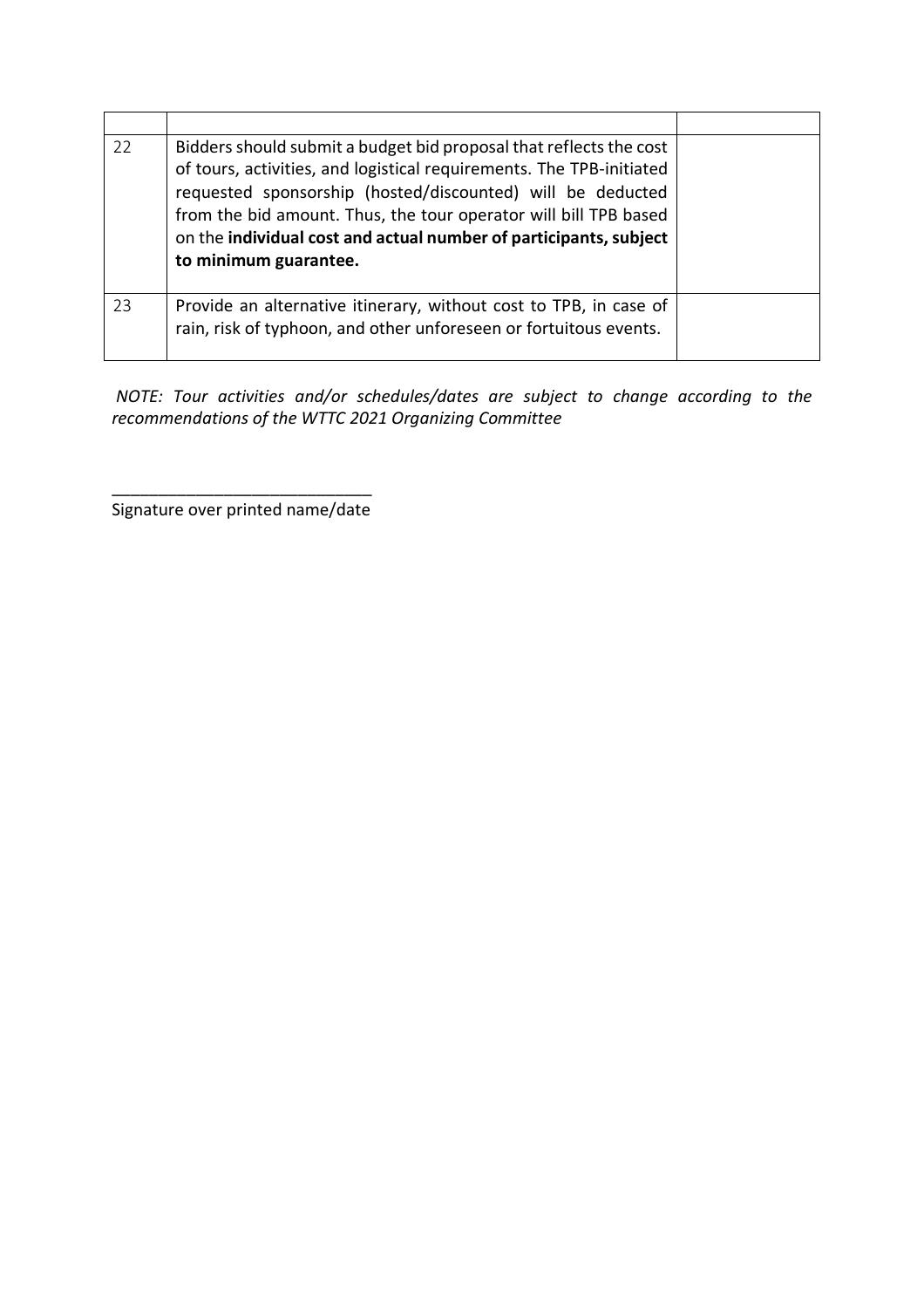| | | |
|---|---|---|
| 22 | Bidders should submit a budget bid proposal that reflects the cost of tours, activities, and logistical requirements. The TPB-initiated requested sponsorship (hosted/discounted) will be deducted from the bid amount. Thus, the tour operator will bill TPB based on the **individual cost and actual number of participants, subject to minimum guarantee.** | |
| 23 | Provide an alternative itinerary, without cost to TPB, in case of rain, risk of typhoon, and other unforeseen or fortuitous events. | |

*NOTE: Tour activities and/or schedules/dates are subject to change according to the recommendations of the WTTC 2021 Organizing Committee*

____________________________
Signature over printed name/date